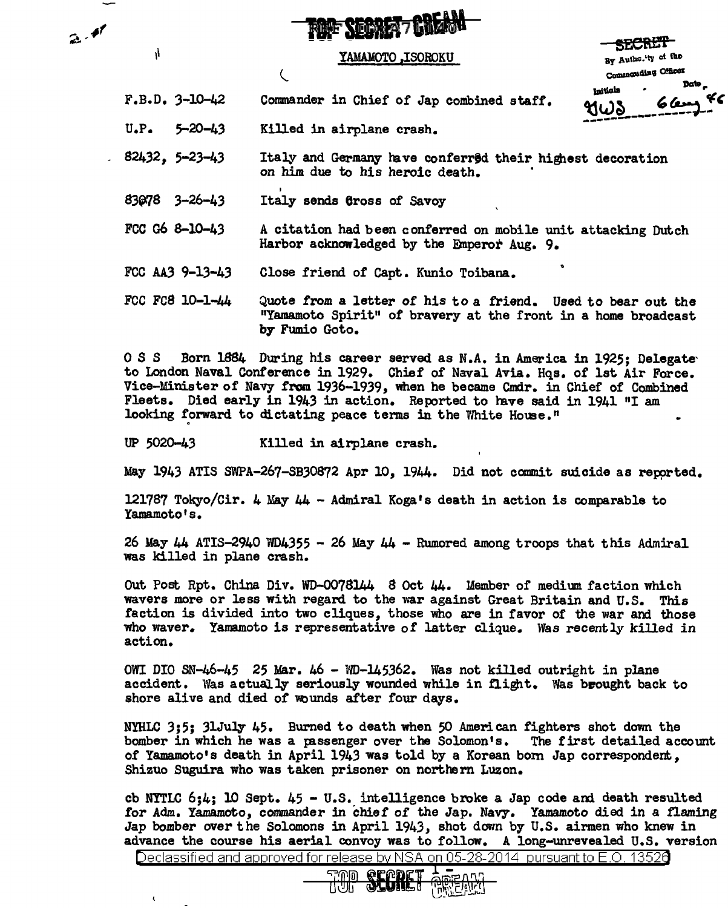**TOP SECRET CREAM**

**YAMAMOTO ISOROKU**

SECRET
By Authority of the Commanding Officer
Initials: YWS Date: 6 Aug 46

| | |
|---|---|
| F.B.D. 3-10-42 | Commander in Chief of Jap combined staff. |
| U.P. 5-20-43 | Killed in airplane crash. |
| 82432, 5-23-43 | Italy and Germany have conferred their highest decoration on him due to his heroic death. |
| 83078 3-26-43 | Italy sends Cross of Savoy |
| FCC G6 8-10-43 | A citation had been conferred on mobile unit attacking Dutch Harbor acknowledged by the Emperor Aug. 9. |
| FCC AA3 9-13-43 | Close friend of Capt. Kunio Toibana. |
| FCC FC8 10-1-44 | Quote from a letter of his to a friend. Used to bear out the "Yamamoto Spirit" of bravery at the front in a home broadcast by Fumio Goto. |

O S S Born 1884 During his career served as N.A. in America in 1925; Delegate to London Naval Conference in 1929. Chief of Naval Avia. Hqs. of 1st Air Force. Vice-Minister of Navy from 1936-1939, when he became Cmdr. in Chief of Combined Fleets. Died early in 1943 in action. Reported to have said in 1941 "I am looking forward to dictating peace terms in the White House."

UP 5020-43 Killed in airplane crash.

May 1943 ATIS SWPA-267-SB30872 Apr 10, 1944. Did not commit suicide as reported.

121787 Tokyo/Cir. 4 May 44 - Admiral Koga's death in action is comparable to Yamamoto's.

26 May 44 ATIS-2940 WD4355 - 26 May 44 - Rumored among troops that this Admiral was killed in plane crash.

Out Post Rpt. China Div. WD-0078144 8 Oct 44. Member of medium faction which wavers more or less with regard to the war against Great Britain and U.S. This faction is divided into two cliques, those who are in favor of the war and those who waver. Yamamoto is representative of latter clique. Was recently killed in action.

OWI DIO SN-46-45 25 Mar. 46 - WD-145362. Was not killed outright in plane accident. Was actually seriously wounded while in flight. Was brought back to shore alive and died of wounds after four days.

NYHLC 3;5; 31July 45. Burned to death when 50 American fighters shot down the bomber in which he was a passenger over the Solomon's. The first detailed account of Yamamoto's death in April 1943 was told by a Korean born Jap correspondent, Shizuo Suguira who was taken prisoner on northern Luzon.

cb NYTLC 6;4; 10 Sept. 45 - U.S. intelligence broke a Jap code and death resulted for Adm. Yamamoto, commander in chief of the Jap. Navy. Yamamoto died in a flaming Jap bomber over the Solomons in April 1943, shot down by U.S. airmen who knew in advance the course his aerial convoy was to follow. A long-unrevealed U.S. version

Declassified and approved for release by NSA on 05-28-2014 pursuant to E.O. 13526

**TOP SECRET CREAM**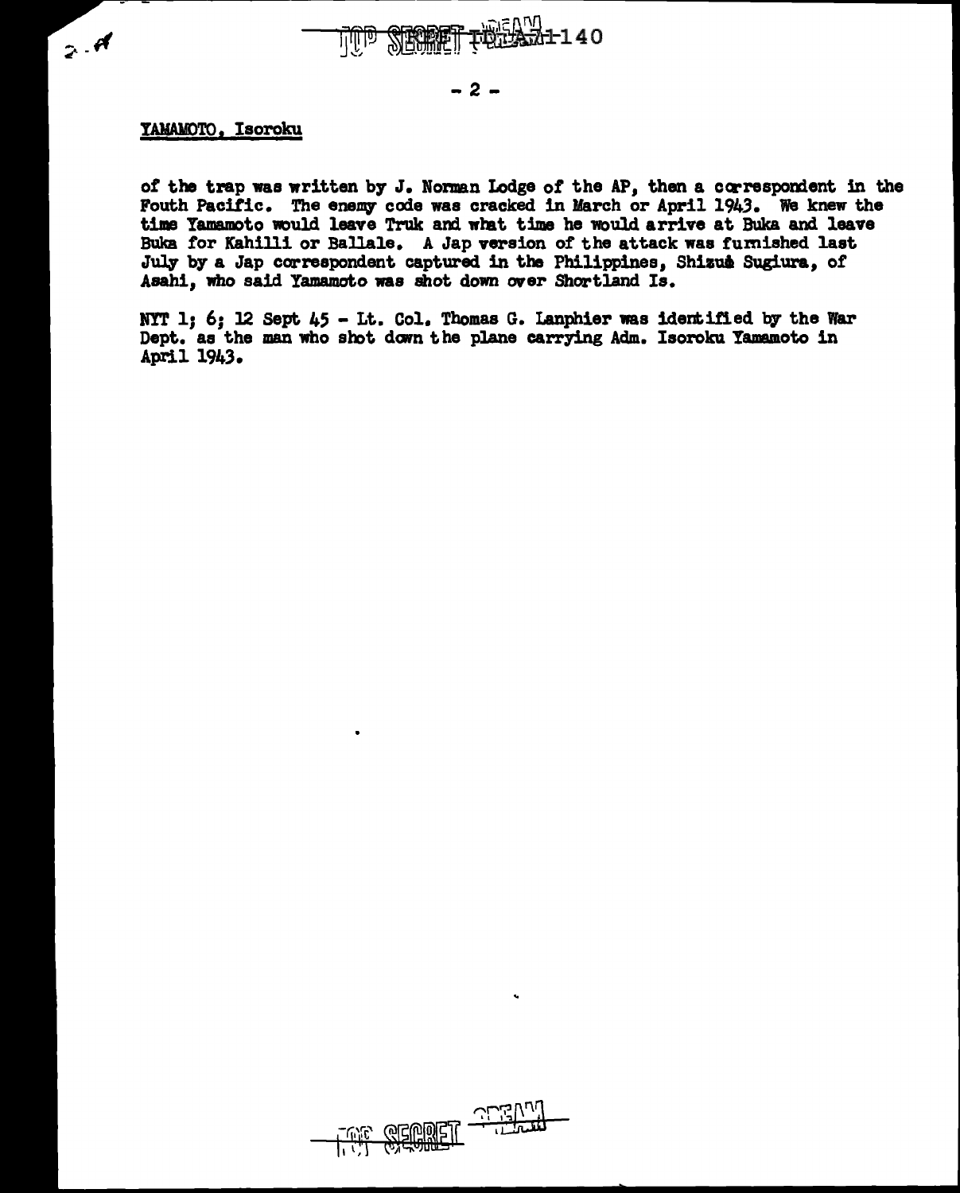YAMAMOTO, Isoroku

of the trap was written by J. Norman Lodge of the AP, then a correspondent in the Fouth Pacific. The enemy code was cracked in March or April 1943. We knew the time Yamamoto would leave Truk and what time he would arrive at Buka and leave Buka for Kahilli or Ballale. A Jap version of the attack was furnished last July by a Jap correspondent captured in the Philippines, Shizuà Sugiura, of Asahi, who said Yamamoto was shot down over Shortland Is.

NYT 1; 6; 12 Sept 45 - Lt. Col. Thomas G. Lanphier was identified by the War Dept. as the man who shot down the plane carrying Adm. Isoroku Yamamoto in April 1943.